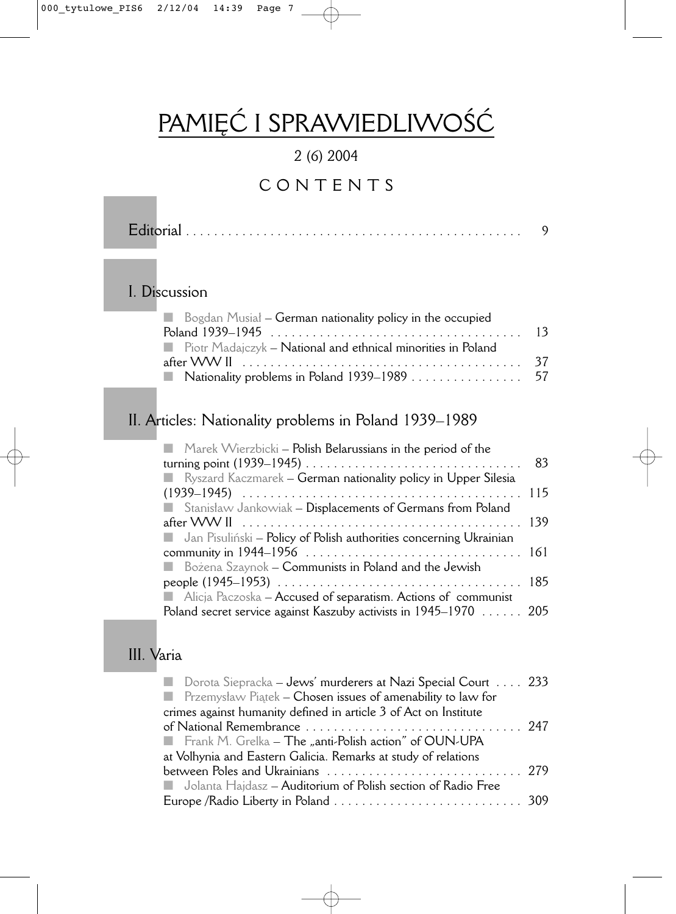# PAMIĘĆ I SPRAWIEDLIWOŚĆ

2 (6) 2004

## CONTENTS

Editorial . . . . . . . . . . . . . . . . . . . . . . . . . . . . . . . . . . . . . . . . . . . . . . . . 9

## I. Discussion

- Bogdan Musiał – German nationality policy in the occupied Poland 1939–1945 . . . . . . . . . . . . . . . . . . . . . . . . . . . . . . . . . . . 13
- Piotr Madajczyk – National and ethnical minorities in Poland after WW II . . . . . . . . . . . . . . . . . . . . . . . . . . . . . . . . . . . . . . . . 37
- Nationality problems in Poland 1939–1989 . . . . . . . . . . . . . . . . 57

## II. Articles: Nationality problems in Poland 1939–1989

- Marek Wierzbicki – Polish Belarussians in the period of the turning point (1939–1945) . . . . . . . . . . . . . . . . . . . . . . . . . . . . . . 83
- Ryszard Kaczmarek – German nationality policy in Upper Silesia (1939–1945) . . . . . . . . . . . . . . . . . . . . . . . . . . . . . . . . . . . . . . . 115
- Stanisław Jankowiak – Displacements of Germans from Poland after WW II . . . . . . . . . . . . . . . . . . . . . . . . . . . . . . . . . . . . . . . 139
- Jan Pisuliński – Policy of Polish authorities concerning Ukrainian community in 1944–1956 . . . . . . . . . . . . . . . . . . . . . . . . . . . . . . 161
- Bożena Szaynok – Communists in Poland and the Jewish people (1945–1953) . . . . . . . . . . . . . . . . . . . . . . . . . . . . . . . . . . 185
- Alicja Paczoska – Accused of separatism. Actions of communist Poland secret service against Kaszuby activists in 1945–1970 . . . . . . 205

## III. Varia

- Dorota Siepracka – Jews' murderers at Nazi Special Court . . . . 233
- Przemysław Piątek – Chosen issues of amenability to law for crimes against humanity defined in article 3 of Act on Institute of National Remembrance . . . . . . . . . . . . . . . . . . . . . . . . . . . . . . 247
- Frank M. Grelka – The „anti-Polish action" of OUN-UPA at Volhynia and Eastern Galicia. Remarks at study of relations between Poles and Ukrainians . . . . . . . . . . . . . . . . . . . . . . . . . . . . 279
- Jolanta Hajdasz – Auditorium of Polish section of Radio Free Europe /Radio Liberty in Poland . . . . . . . . . . . . . . . . . . . . . . . . . . 309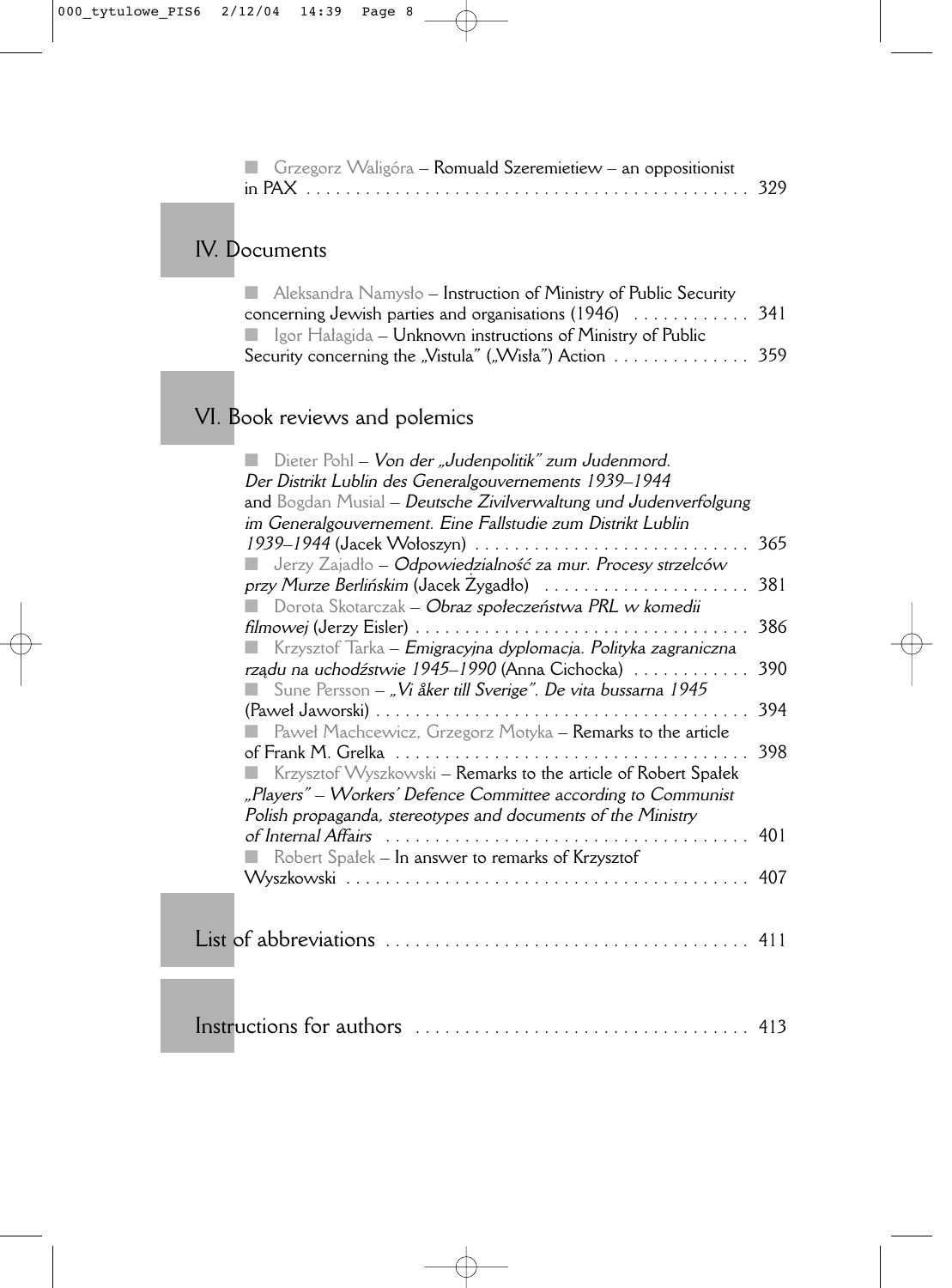■ Grzegorz Waligóra – Romuald Szeremietiew – an oppositionist in PAX . . . . . . . . . . . . . . . . . . . . . . . . . . . . . . . . . . . . . . . . . . . . . 329

## IV. Documents

■ Aleksandra Namysło – Instruction of Ministry of Public Security concerning Jewish parties and organisations (1946) . . . . . . . . . . . . 341

■ Igor Hałagida – Unknown instructions of Ministry of Public Security concerning the „Vistula" („Wisła") Action . . . . . . . . . . . . . . 359

## VI. Book reviews and polemics

■ Dieter Pohl – *Von der „Judenpolitik" zum Judenmord. Der Distrikt Lublin des Generalgouvernements 1939–1944* and Bogdan Musial – *Deutsche Zivilverwaltung und Judenverfolgung im Generalgouvernement. Eine Fallstudie zum Distrikt Lublin 1939–1944* (Jacek Wołoszyn) . . . . . . . . . . . . . . . . . . . . . . . . . . . . 365

■ Jerzy Zajadło – *Odpowiedzialność za mur. Procesy strzelców przy Murze Berlińskim* (Jacek Żygadło) . . . . . . . . . . . . . . . . . . . . . 381

■ Dorota Skotarczak – *Obraz społeczeństwa PRL w komedii filmowej* (Jerzy Eisler) . . . . . . . . . . . . . . . . . . . . . . . . . . . . . . . . . . 386

■ Krzysztof Tarka – *Emigracyjna dyplomacja. Polityka zagraniczna rządu na uchodźstwie 1945–1990* (Anna Cichocka) . . . . . . . . . . . . 390

■ Sune Persson – *„Vi åker till Sverige". De vita bussarna 1945* (Paweł Jaworski) . . . . . . . . . . . . . . . . . . . . . . . . . . . . . . . . . . . . . . 394

■ Paweł Machcewicz, Grzegorz Motyka – Remarks to the article of Frank M. Grelka . . . . . . . . . . . . . . . . . . . . . . . . . . . . . . . . . . . . . 398

■ Krzysztof Wyszkowski – Remarks to the article of Robert Spałek *„Players" – Workers' Defence Committee according to Communist Polish propaganda, stereotypes and documents of the Ministry of Internal Affairs* . . . . . . . . . . . . . . . . . . . . . . . . . . . . . . . . . . . . . . 401

■ Robert Spałek – In answer to remarks of Krzysztof Wyszkowski . . . . . . . . . . . . . . . . . . . . . . . . . . . . . . . . . . . . . . . . . . 407

## List of abbreviations . . . . . . . . . . . . . . . . . . . . . . . . . . . . . . . . . . . . . 411

## Instructions for authors . . . . . . . . . . . . . . . . . . . . . . . . . . . . . . . . . . 413